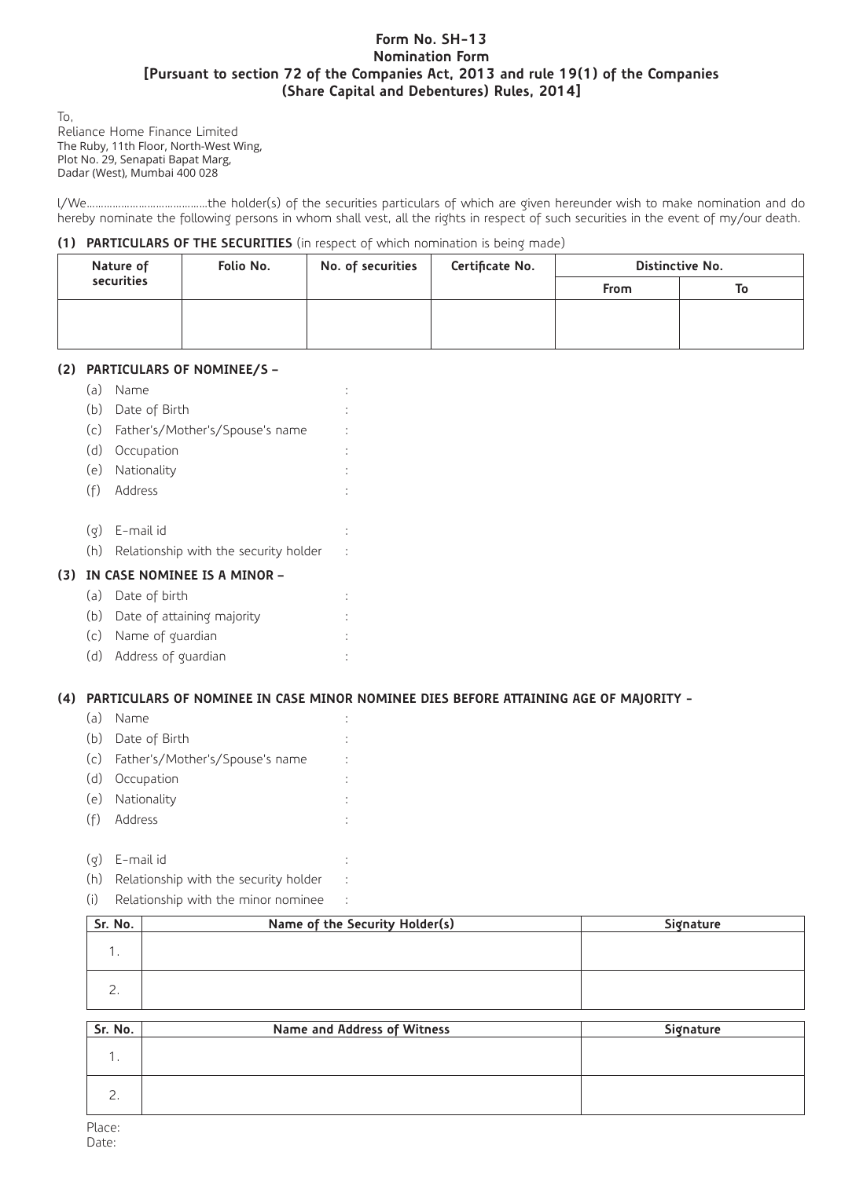**Form No. SH-13**
**Nomination Form**
**[Pursuant to section 72 of the Companies Act, 2013 and rule 19(1) of the Companies (Share Capital and Debentures) Rules, 2014]**

To,
Reliance Home Finance Limited
The Ruby, 11th Floor, North-West Wing,
Plot No. 29, Senapati Bapat Marg,
Dadar (West), Mumbai 400 028

I/We…………………………………the holder(s) of the securities particulars of which are given hereunder wish to make nomination and do hereby nominate the following persons in whom shall vest, all the rights in respect of such securities in the event of my/our death.

**(1) PARTICULARS OF THE SECURITIES** (in respect of which nomination is being made)

| Nature of securities | Folio No. | No. of securities | Certificate No. | Distinctive No. | |
|---|---|---|---|---|---|
| | | | | From | To |
| | | | | | |

**(2) PARTICULARS OF NOMINEE/S –**

(a) Name :
(b) Date of Birth :
(c) Father's/Mother's/Spouse's name :
(d) Occupation :
(e) Nationality :
(f) Address :

(g) E-mail id :
(h) Relationship with the security holder :

**(3) IN CASE NOMINEE IS A MINOR –**

(a) Date of birth :
(b) Date of attaining majority :
(c) Name of guardian :
(d) Address of guardian :

**(4) PARTICULARS OF NOMINEE IN CASE MINOR NOMINEE DIES BEFORE ATTAINING AGE OF MAJORITY -**

(a) Name :
(b) Date of Birth :
(c) Father's/Mother's/Spouse's name :
(d) Occupation :
(e) Nationality :
(f) Address :

(g) E-mail id :
(h) Relationship with the security holder :
(i) Relationship with the minor nominee :

| Sr. No. | Name of the Security Holder(s) | Signature |
|---|---|---|
| 1. | | |
| 2. | | |

| Sr. No. | Name and Address of Witness | Signature |
|---|---|---|
| 1. | | |
| 2. | | |

Place:
Date: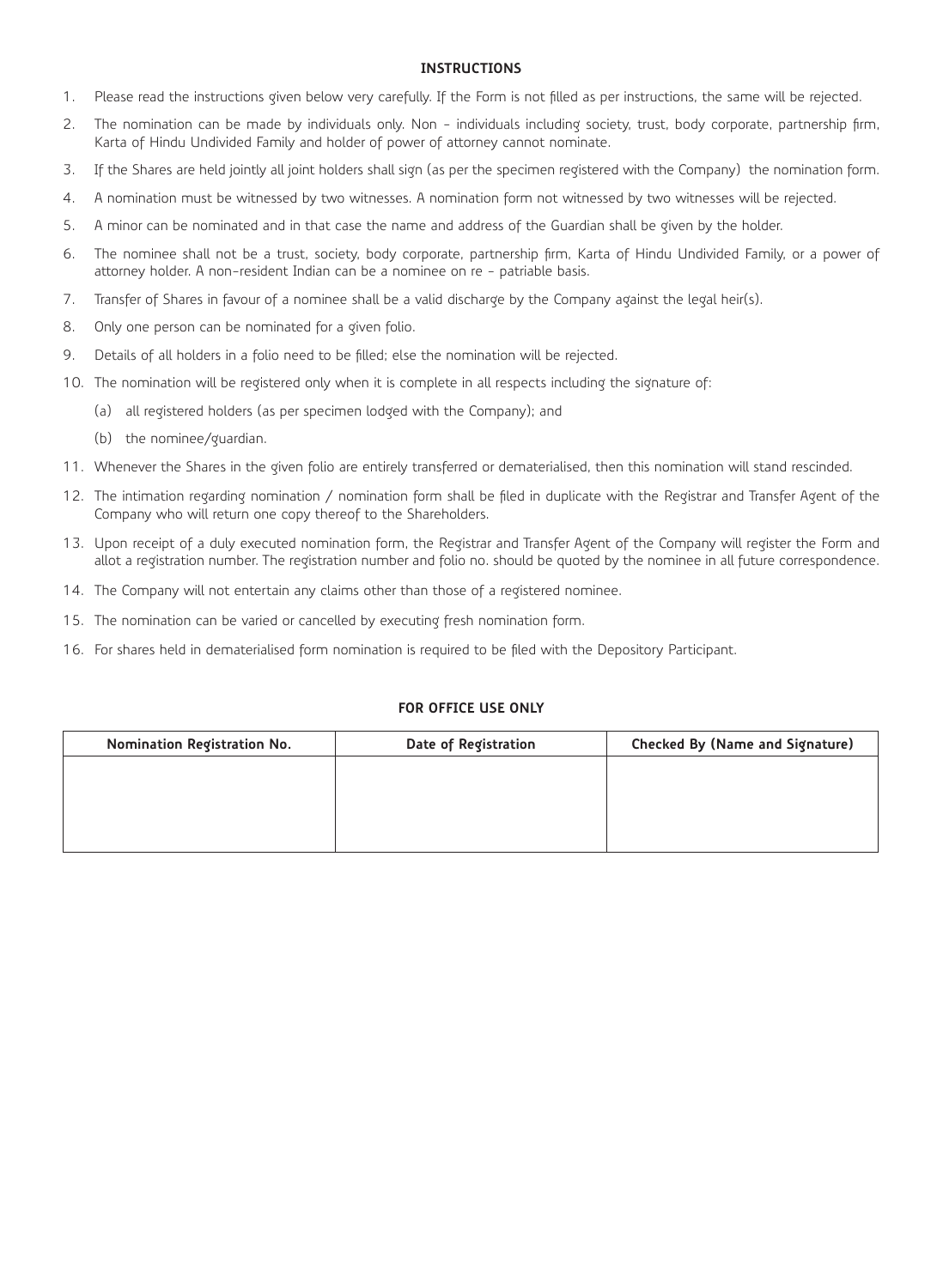## INSTRUCTIONS

1. Please read the instructions given below very carefully. If the Form is not filled as per instructions, the same will be rejected.
2. The nomination can be made by individuals only. Non - individuals including society, trust, body corporate, partnership firm, Karta of Hindu Undivided Family and holder of power of attorney cannot nominate.
3. If the Shares are held jointly all joint holders shall sign (as per the specimen registered with the Company) the nomination form.
4. A nomination must be witnessed by two witnesses. A nomination form not witnessed by two witnesses will be rejected.
5. A minor can be nominated and in that case the name and address of the Guardian shall be given by the holder.
6. The nominee shall not be a trust, society, body corporate, partnership firm, Karta of Hindu Undivided Family, or a power of attorney holder. A non-resident Indian can be a nominee on re - patriable basis.
7. Transfer of Shares in favour of a nominee shall be a valid discharge by the Company against the legal heir(s).
8. Only one person can be nominated for a given folio.
9. Details of all holders in a folio need to be filled; else the nomination will be rejected.
10. The nomination will be registered only when it is complete in all respects including the signature of:
    (a) all registered holders (as per specimen lodged with the Company); and
    (b) the nominee/guardian.
11. Whenever the Shares in the given folio are entirely transferred or dematerialised, then this nomination will stand rescinded.
12. The intimation regarding nomination / nomination form shall be filed in duplicate with the Registrar and Transfer Agent of the Company who will return one copy thereof to the Shareholders.
13. Upon receipt of a duly executed nomination form, the Registrar and Transfer Agent of the Company will register the Form and allot a registration number. The registration number and folio no. should be quoted by the nominee in all future correspondence.
14. The Company will not entertain any claims other than those of a registered nominee.
15. The nomination can be varied or cancelled by executing fresh nomination form.
16. For shares held in dematerialised form nomination is required to be filed with the Depository Participant.

## FOR OFFICE USE ONLY

| Nomination Registration No. | Date of Registration | Checked By (Name and Signature) |
| --- | --- | --- |
| | | |